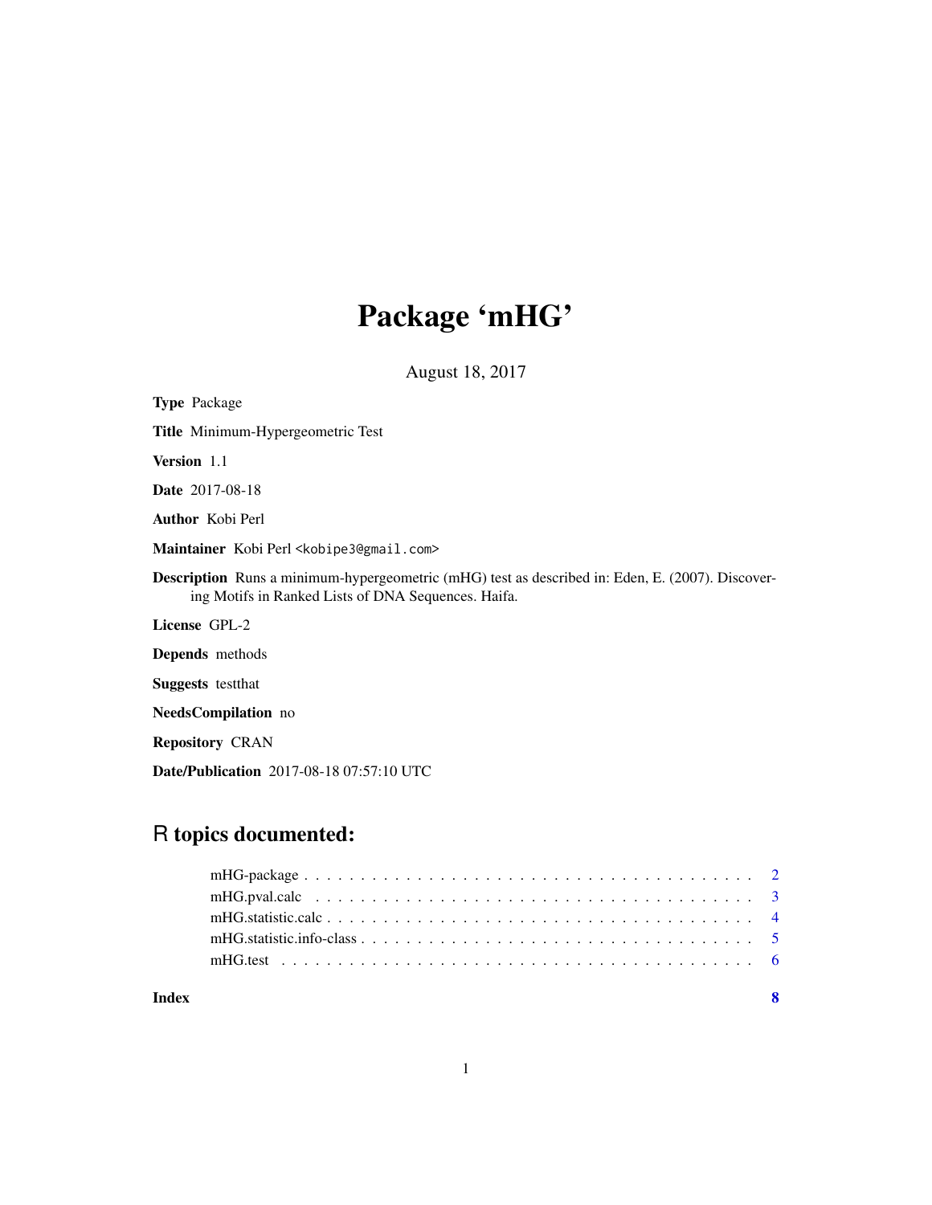# Package 'mHG'

August 18, 2017

**Type** Package

**Title** Minimum-Hypergeometric Test

**Version** 1.1

**Date** 2017-08-18

**Author** Kobi Perl

**Maintainer** Kobi Perl <kobipe3@gmail.com>

**Description** Runs a minimum-hypergeometric (mHG) test as described in: Eden, E. (2007). Discovering Motifs in Ranked Lists of DNA Sequences. Haifa.

**License** GPL-2

**Depends** methods

**Suggests** testthat

**NeedsCompilation** no

**Repository** CRAN

**Date/Publication** 2017-08-18 07:57:10 UTC

## R topics documented:

- mHG-package . . . . . . . . . . . . . . . . . . . . . . . . . . . . . . . . . . . . . . . 2
- mHG.pval.calc . . . . . . . . . . . . . . . . . . . . . . . . . . . . . . . . . . . . . . . 3
- mHG.statistic.calc . . . . . . . . . . . . . . . . . . . . . . . . . . . . . . . . . . . . . 4
- mHG.statistic.info-class . . . . . . . . . . . . . . . . . . . . . . . . . . . . . . . . . . 5
- mHG.test . . . . . . . . . . . . . . . . . . . . . . . . . . . . . . . . . . . . . . . . . . 6

**Index** **8**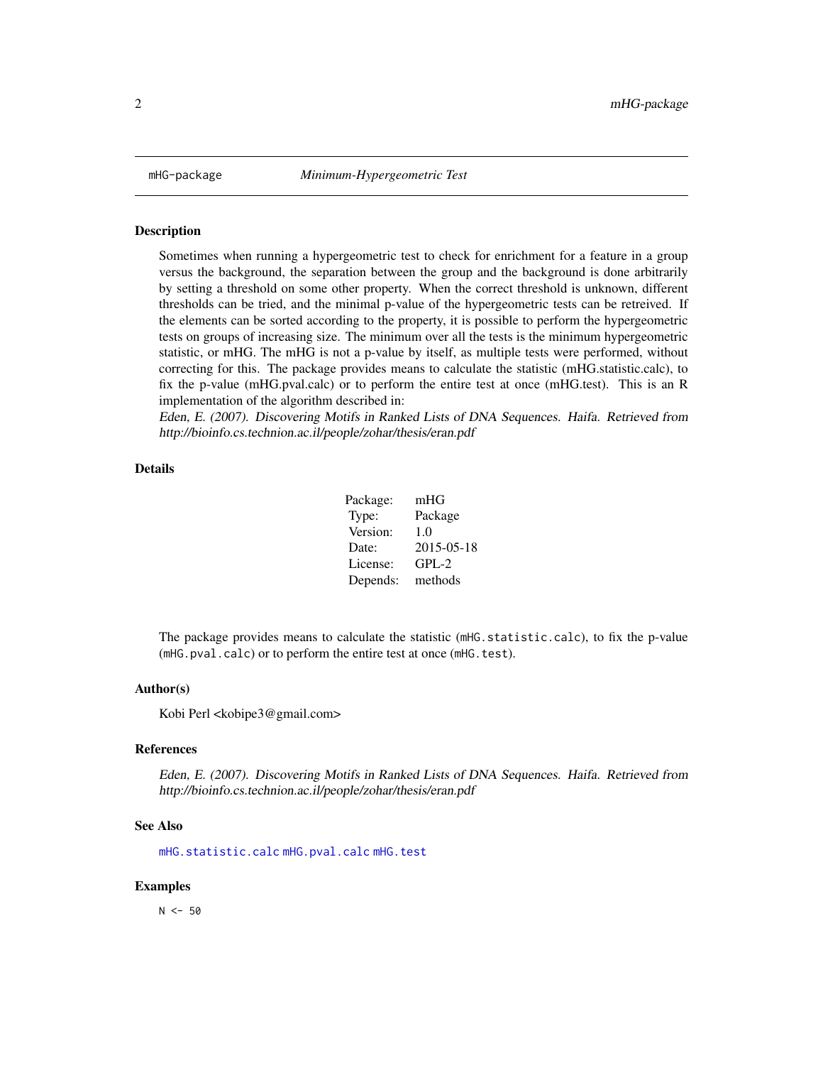mHG-package *Minimum-Hypergeometric Test*

## Description

Sometimes when running a hypergeometric test to check for enrichment for a feature in a group versus the background, the separation between the group and the background is done arbitrarily by setting a threshold on some other property. When the correct threshold is unknown, different thresholds can be tried, and the minimal p-value of the hypergeometric tests can be retreived. If the elements can be sorted according to the property, it is possible to perform the hypergeometric tests on groups of increasing size. The minimum over all the tests is the minimum hypergeometric statistic, or mHG. The mHG is not a p-value by itself, as multiple tests were performed, without correcting for this. The package provides means to calculate the statistic (mHG.statistic.calc), to fix the p-value (mHG.pval.calc) or to perform the entire test at once (mHG.test). This is an R implementation of the algorithm described in:

*Eden, E. (2007). Discovering Motifs in Ranked Lists of DNA Sequences. Haifa. Retrieved from http://bioinfo.cs.technion.ac.il/people/zohar/thesis/eran.pdf*

## Details

| | |
|---|---|
| Package: | mHG |
| Type: | Package |
| Version: | 1.0 |
| Date: | 2015-05-18 |
| License: | GPL-2 |
| Depends: | methods |

The package provides means to calculate the statistic (`mHG.statistic.calc`), to fix the p-value (`mHG.pval.calc`) or to perform the entire test at once (`mHG.test`).

## Author(s)

Kobi Perl <kobipe3@gmail.com>

## References

*Eden, E. (2007). Discovering Motifs in Ranked Lists of DNA Sequences. Haifa. Retrieved from http://bioinfo.cs.technion.ac.il/people/zohar/thesis/eran.pdf*

## See Also

`mHG.statistic.calc` `mHG.pval.calc` `mHG.test`

## Examples

```
N <- 50
```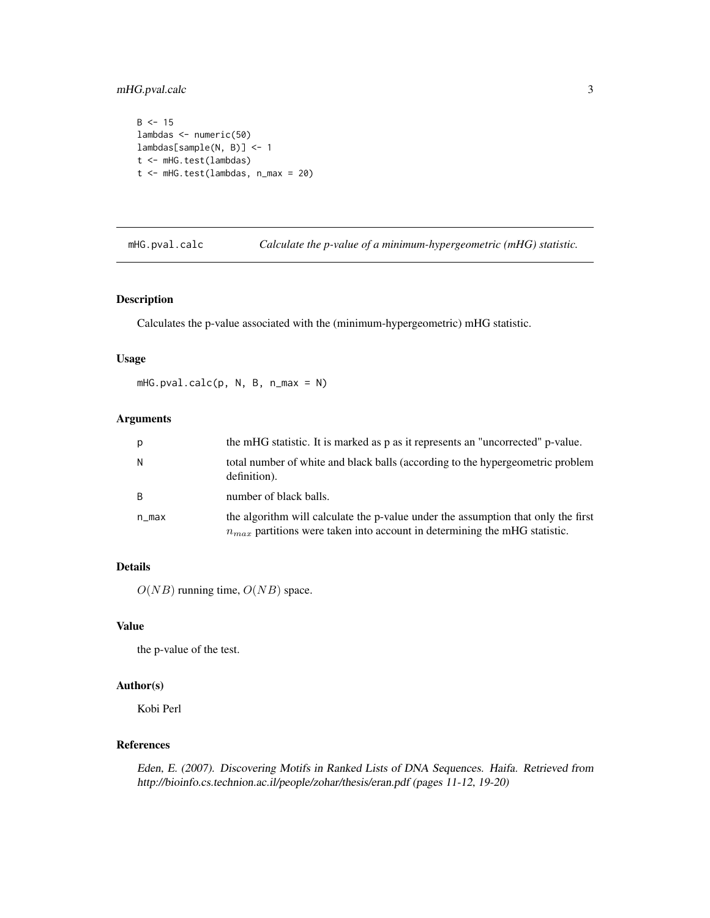```
B <- 15
lambdas <- numeric(50)
lambdas[sample(N, B)] <- 1
t <- mHG.test(lambdas)
t <- mHG.test(lambdas, n_max = 20)
```

## mHG.pval.calc — *Calculate the p-value of a minimum-hypergeometric (mHG) statistic.*

### Description

Calculates the p-value associated with the (minimum-hypergeometric) mHG statistic.

### Usage

```
mHG.pval.calc(p, N, B, n_max = N)
```

### Arguments

| | |
|---|---|
| p | the mHG statistic. It is marked as p as it represents an "uncorrected" p-value. |
| N | total number of white and black balls (according to the hypergeometric problem definition). |
| B | number of black balls. |
| n_max | the algorithm will calculate the p-value under the assumption that only the first $n_{max}$ partitions were taken into account in determining the mHG statistic. |

### Details

$O(NB)$ running time, $O(NB)$ space.

### Value

the p-value of the test.

### Author(s)

Kobi Perl

### References

*Eden, E. (2007). Discovering Motifs in Ranked Lists of DNA Sequences. Haifa. Retrieved from http://bioinfo.cs.technion.ac.il/people/zohar/thesis/eran.pdf (pages 11-12, 19-20)*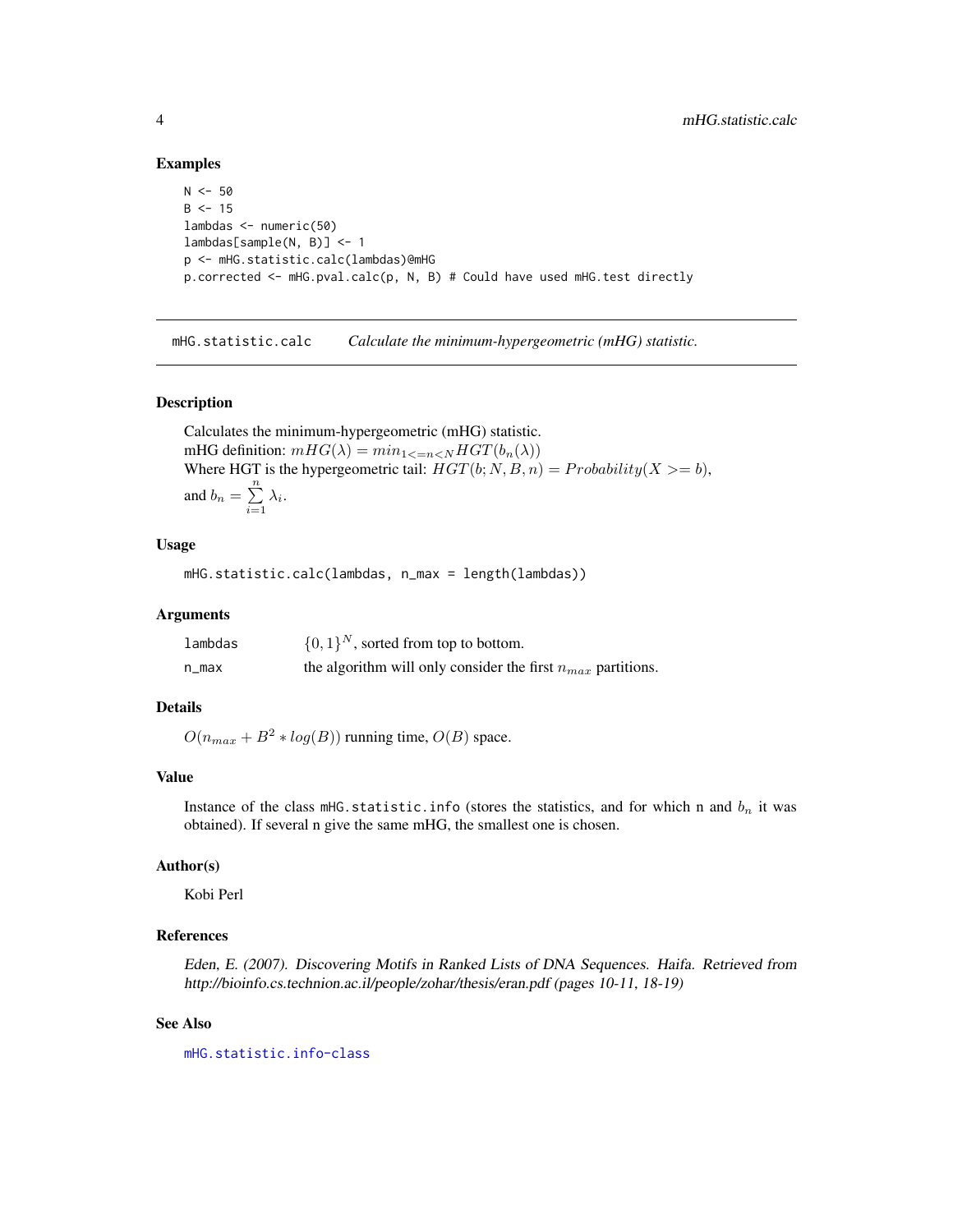### Examples

```
N <- 50
B <- 15
lambdas <- numeric(50)
lambdas[sample(N, B)] <- 1
p <- mHG.statistic.calc(lambdas)@mHG
p.corrected <- mHG.pval.calc(p, N, B) # Could have used mHG.test directly
```

---

## mHG.statistic.calc — *Calculate the minimum-hypergeometric (mHG) statistic.*

---

### Description

Calculates the minimum-hypergeometric (mHG) statistic.
mHG definition: $mHG(\lambda) = min_{1<=n<N} HGT(b_n(\lambda))$
Where HGT is the hypergeometric tail: $HGT(b; N, B, n) = Probability(X >= b)$,
and $b_n = \sum_{i=1}^{n} \lambda_i$.

### Usage

```
mHG.statistic.calc(lambdas, n_max = length(lambdas))
```

### Arguments

| | |
|---|---|
| lambdas | $\{0, 1\}^N$, sorted from top to bottom. |
| n_max | the algorithm will only consider the first $n_{max}$ partitions. |

### Details

$O(n_{max} + B^2 * log(B))$ running time, $O(B)$ space.

### Value

Instance of the class mHG.statistic.info (stores the statistics, and for which n and $b_n$ it was obtained). If several n give the same mHG, the smallest one is chosen.

### Author(s)

Kobi Perl

### References

*Eden, E. (2007). Discovering Motifs in Ranked Lists of DNA Sequences. Haifa. Retrieved from http://bioinfo.cs.technion.ac.il/people/zohar/thesis/eran.pdf (pages 10-11, 18-19)*

### See Also

mHG.statistic.info-class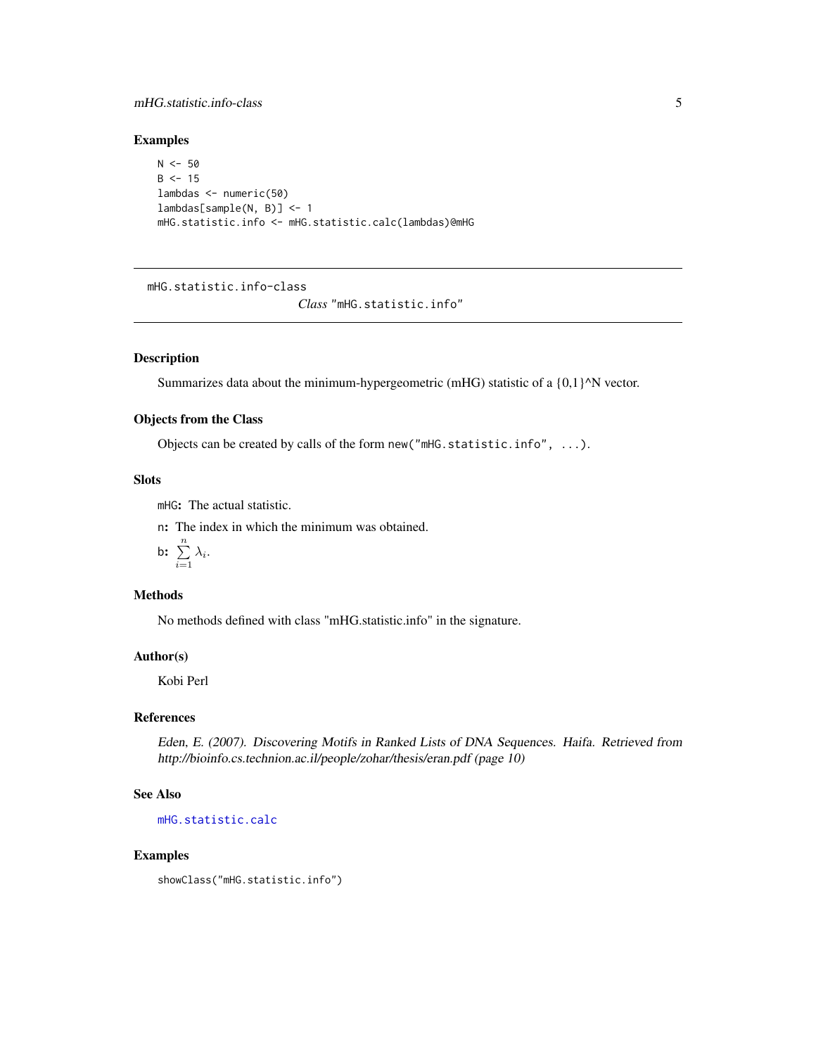### Examples

```
N <- 50
B <- 15
lambdas <- numeric(50)
lambdas[sample(N, B)] <- 1
mHG.statistic.info <- mHG.statistic.calc(lambdas)@mHG
```

---

## mHG.statistic.info-class    *Class* "mHG.statistic.info"

---

### Description

Summarizes data about the minimum-hypergeometric (mHG) statistic of a {0,1}^N vector.

### Objects from the Class

Objects can be created by calls of the form `new("mHG.statistic.info", ...)`.

### Slots

`mHG`**:** The actual statistic.

`n`**:** The index in which the minimum was obtained.

`b`**:** $\sum_{i=1}^{n} \lambda_i$.

### Methods

No methods defined with class "mHG.statistic.info" in the signature.

### Author(s)

Kobi Perl

### References

*Eden, E. (2007). Discovering Motifs in Ranked Lists of DNA Sequences. Haifa. Retrieved from http://bioinfo.cs.technion.ac.il/people/zohar/thesis/eran.pdf (page 10)*

### See Also

`mHG.statistic.calc`

### Examples

```
showClass("mHG.statistic.info")
```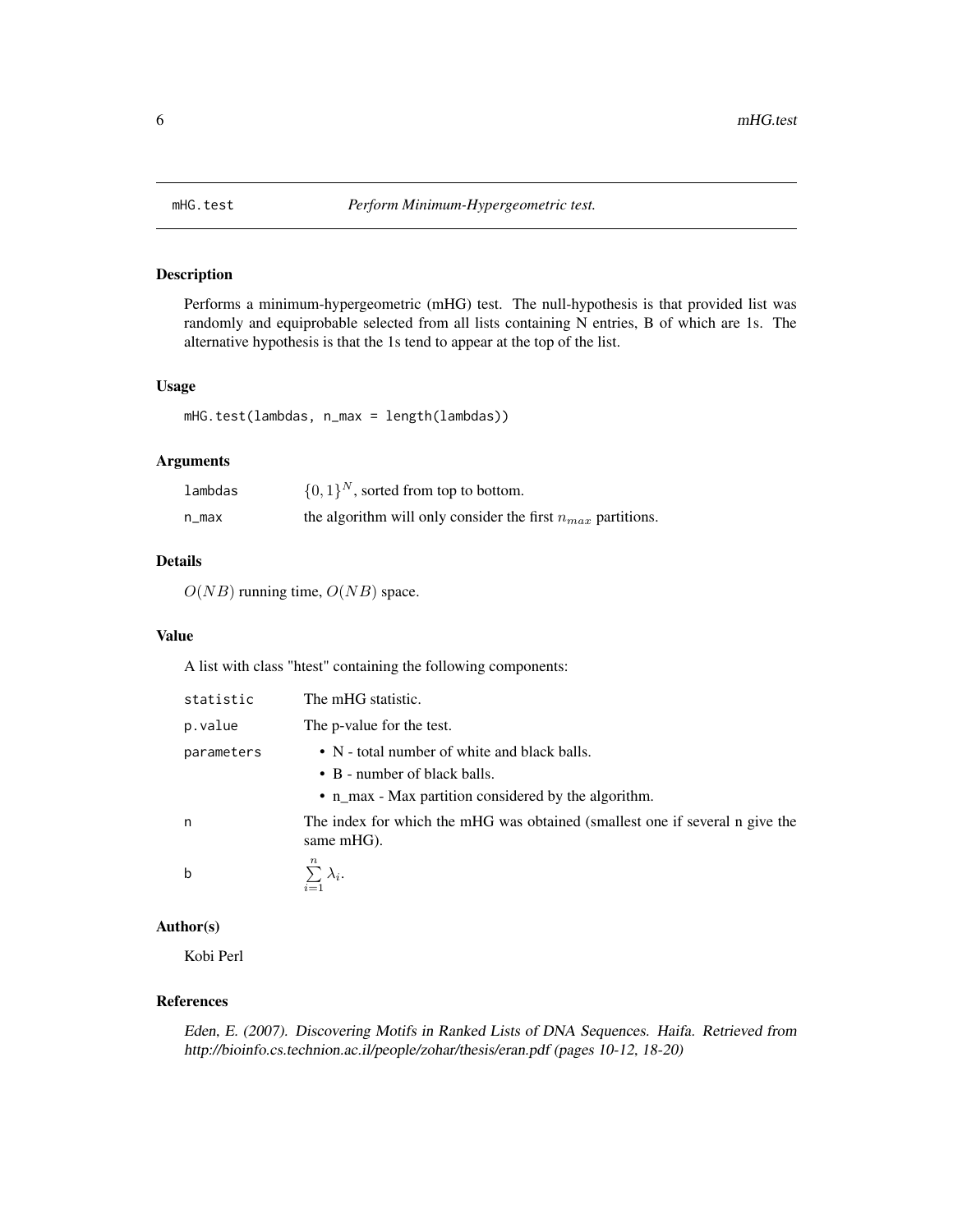mHG.test *Perform Minimum-Hypergeometric test.*

## Description

Performs a minimum-hypergeometric (mHG) test. The null-hypothesis is that provided list was randomly and equiprobable selected from all lists containing N entries, B of which are 1s. The alternative hypothesis is that the 1s tend to appear at the top of the list.

## Usage

```
mHG.test(lambdas, n_max = length(lambdas))
```

## Arguments

| | |
|---|---|
| lambdas | $\{0, 1\}^N$, sorted from top to bottom. |
| n_max | the algorithm will only consider the first $n_{max}$ partitions. |

## Details

$O(NB)$ running time, $O(NB)$ space.

## Value

A list with class "htest" containing the following components:

| | |
|---|---|
| statistic | The mHG statistic. |
| p.value | The p-value for the test. |
| parameters | • N - total number of white and black balls. • B - number of black balls. • n_max - Max partition considered by the algorithm. |
| n | The index for which the mHG was obtained (smallest one if several n give the same mHG). |
| b | $\sum_{i=1}^{n} \lambda_i$. |

## Author(s)

Kobi Perl

## References

*Eden, E. (2007). Discovering Motifs in Ranked Lists of DNA Sequences. Haifa. Retrieved from http://bioinfo.cs.technion.ac.il/people/zohar/thesis/eran.pdf (pages 10-12, 18-20)*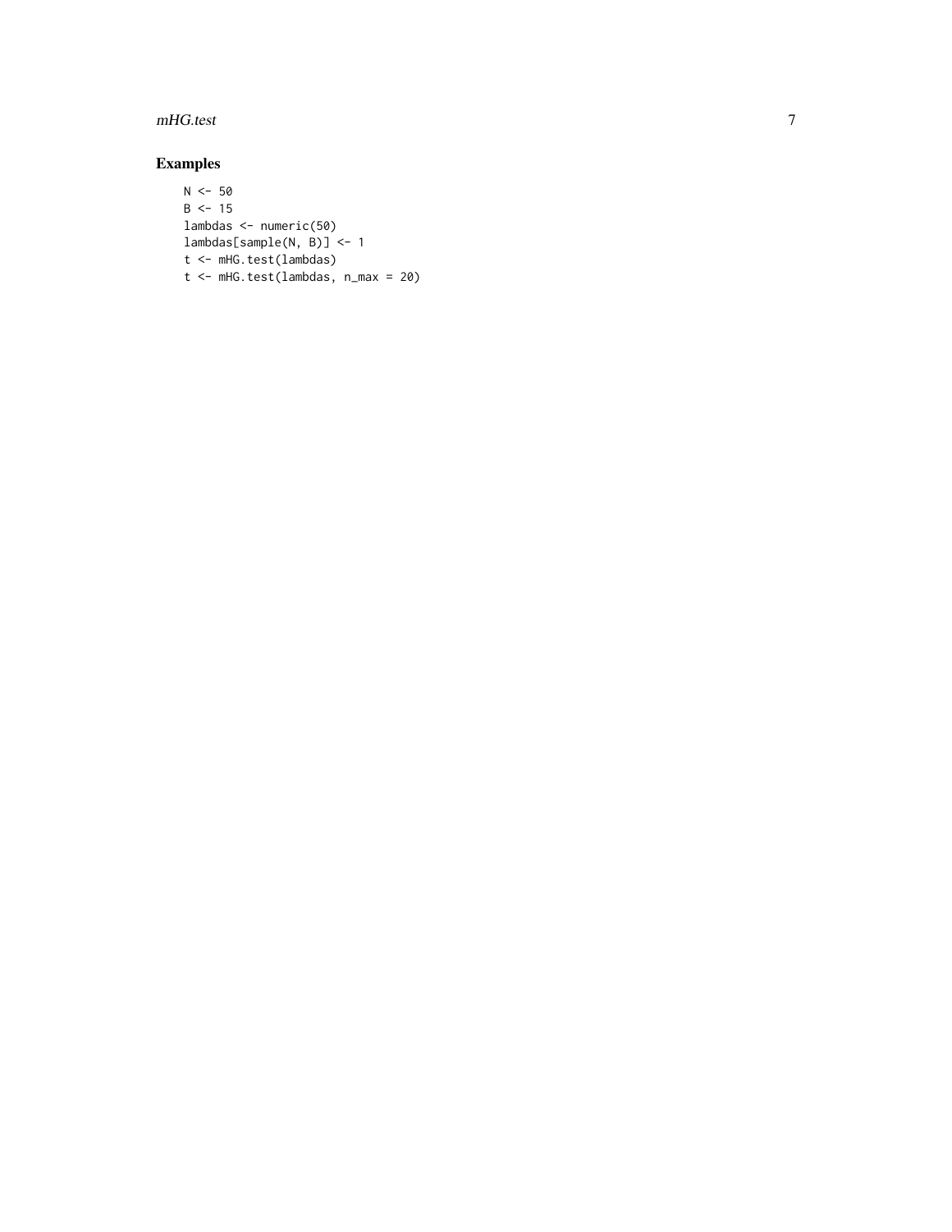## Examples

```
N <- 50
B <- 15
lambdas <- numeric(50)
lambdas[sample(N, B)] <- 1
t <- mHG.test(lambdas)
t <- mHG.test(lambdas, n_max = 20)
```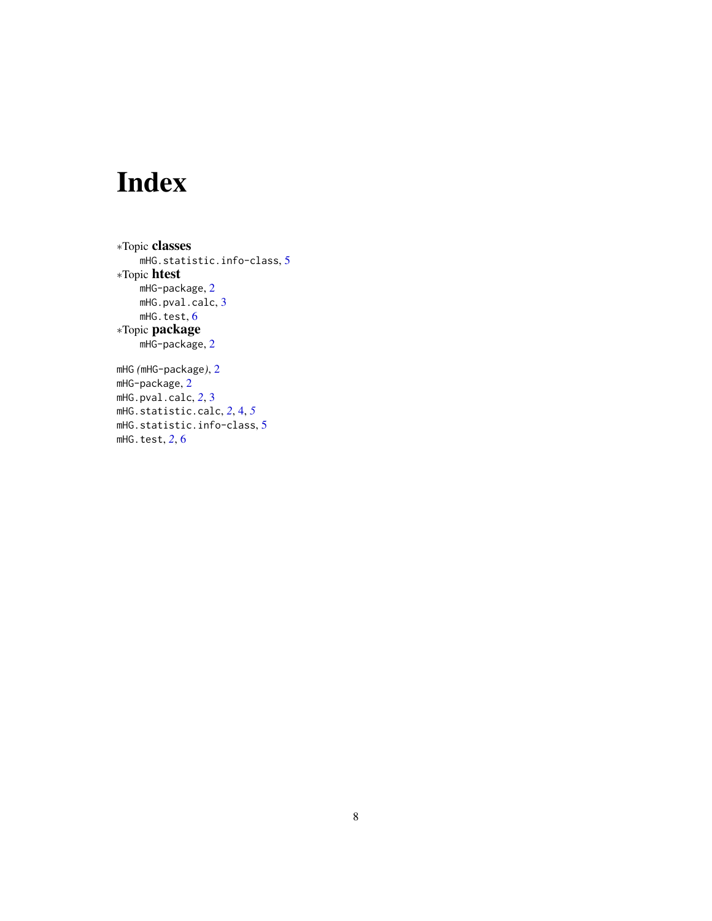# Index

*Topic **classes**
- mHG.statistic.info-class, 5

*Topic **htest**
- mHG-package, 2
- mHG.pval.calc, 3
- mHG.test, 6

*Topic **package**
- mHG-package, 2

mHG (mHG-package), 2
mHG-package, 2
mHG.pval.calc, *2*, 3
mHG.statistic.calc, *2*, 4, *5*
mHG.statistic.info-class, 5
mHG.test, *2*, 6